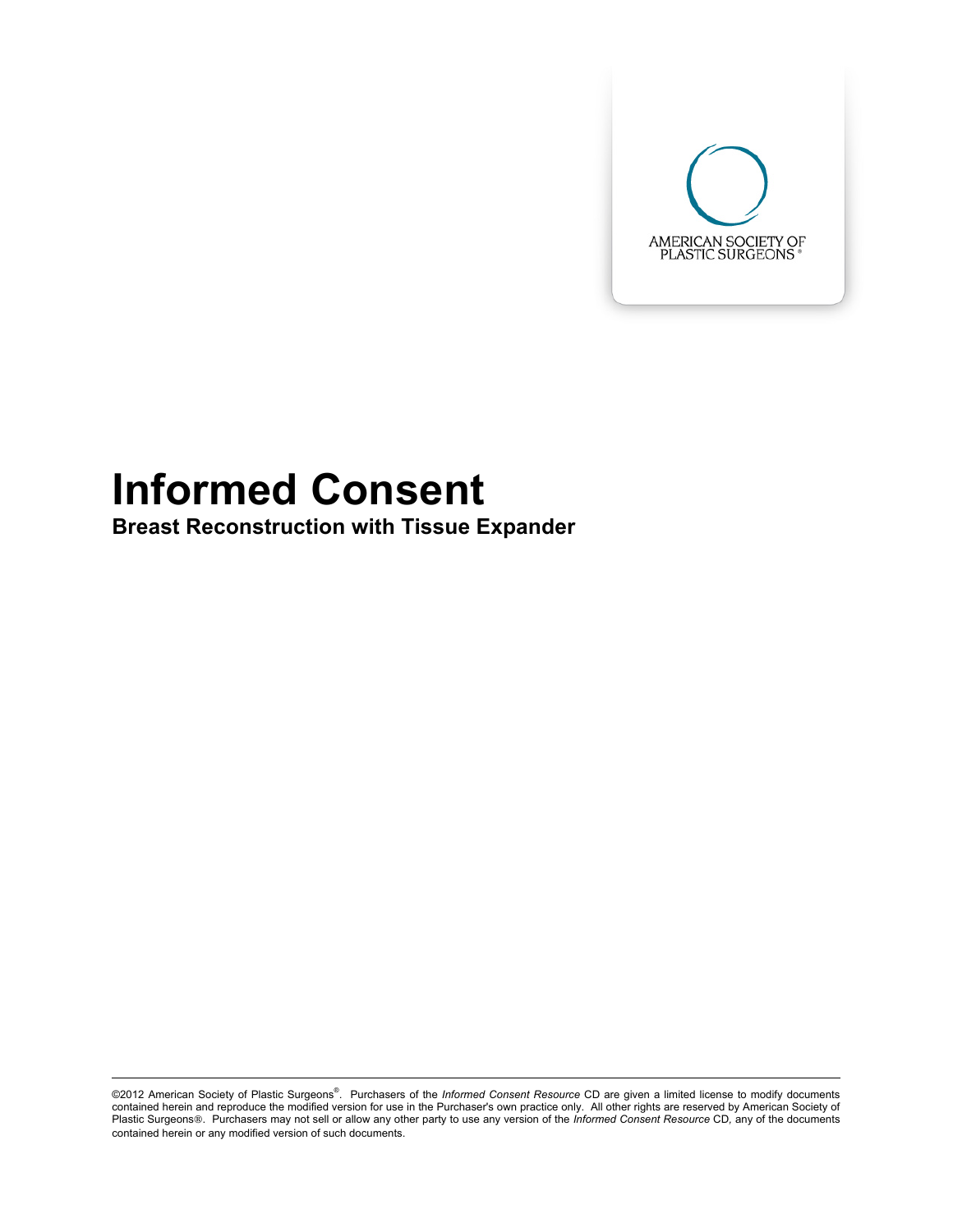AMERICAN SOCIETY OF PLASTIC SURGEONS®

# Informed Consent

### Breast Reconstruction with Tissue Expander

---

©2012 American Society of Plastic Surgeons®. Purchasers of the *Informed Consent Resource* CD are given a limited license to modify documents contained herein and reproduce the modified version for use in the Purchaser's own practice only. All other rights are reserved by American Society of Plastic Surgeons®. Purchasers may not sell or allow any other party to use any version of the *Informed Consent Resource* CD, any of the documents contained herein or any modified version of such documents.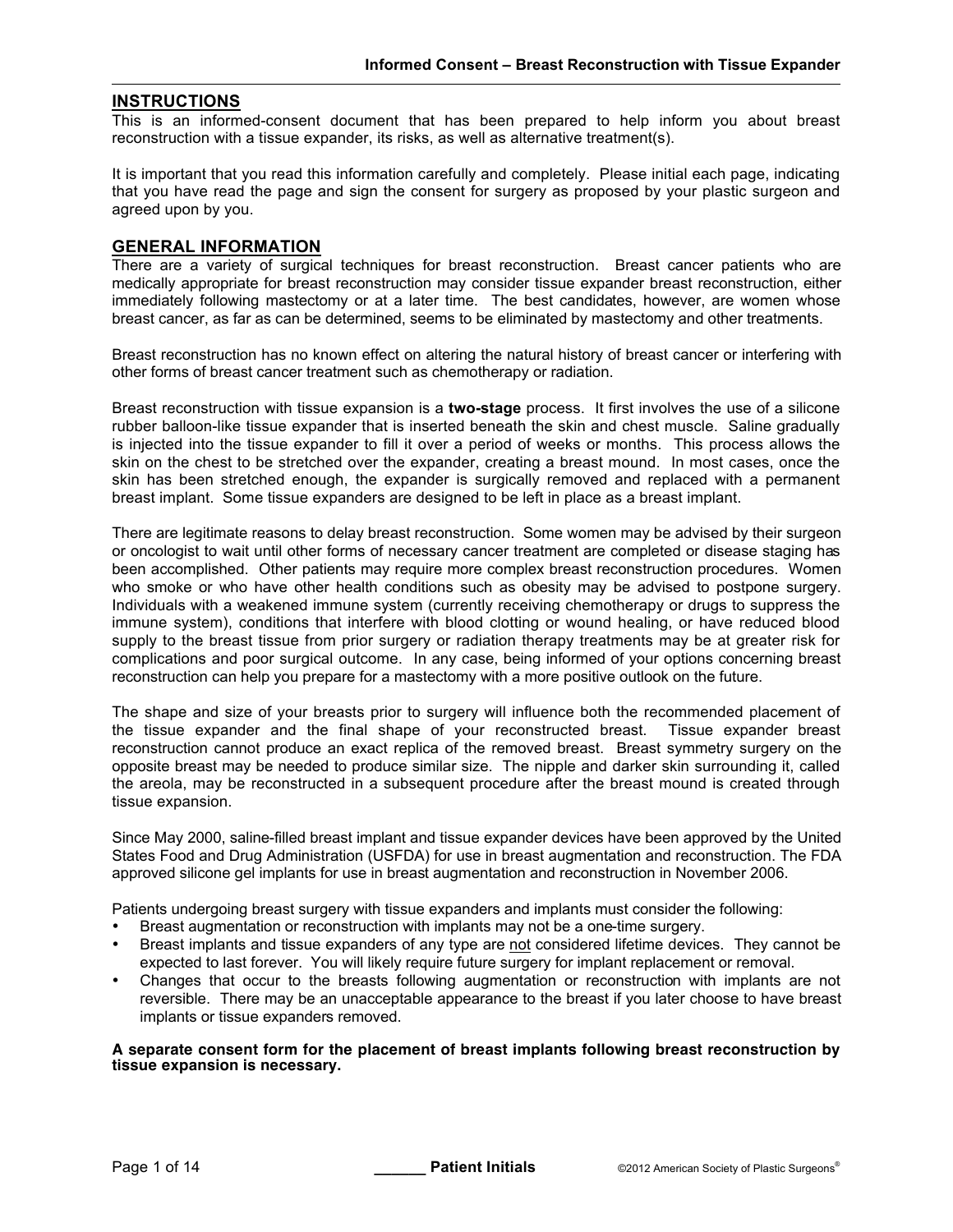## INSTRUCTIONS

This is an informed-consent document that has been prepared to help inform you about breast reconstruction with a tissue expander, its risks, as well as alternative treatment(s).

It is important that you read this information carefully and completely. Please initial each page, indicating that you have read the page and sign the consent for surgery as proposed by your plastic surgeon and agreed upon by you.

## GENERAL INFORMATION

There are a variety of surgical techniques for breast reconstruction. Breast cancer patients who are medically appropriate for breast reconstruction may consider tissue expander breast reconstruction, either immediately following mastectomy or at a later time. The best candidates, however, are women whose breast cancer, as far as can be determined, seems to be eliminated by mastectomy and other treatments.

Breast reconstruction has no known effect on altering the natural history of breast cancer or interfering with other forms of breast cancer treatment such as chemotherapy or radiation.

Breast reconstruction with tissue expansion is a **two-stage** process. It first involves the use of a silicone rubber balloon-like tissue expander that is inserted beneath the skin and chest muscle. Saline gradually is injected into the tissue expander to fill it over a period of weeks or months. This process allows the skin on the chest to be stretched over the expander, creating a breast mound. In most cases, once the skin has been stretched enough, the expander is surgically removed and replaced with a permanent breast implant. Some tissue expanders are designed to be left in place as a breast implant.

There are legitimate reasons to delay breast reconstruction. Some women may be advised by their surgeon or oncologist to wait until other forms of necessary cancer treatment are completed or disease staging has been accomplished. Other patients may require more complex breast reconstruction procedures. Women who smoke or who have other health conditions such as obesity may be advised to postpone surgery. Individuals with a weakened immune system (currently receiving chemotherapy or drugs to suppress the immune system), conditions that interfere with blood clotting or wound healing, or have reduced blood supply to the breast tissue from prior surgery or radiation therapy treatments may be at greater risk for complications and poor surgical outcome. In any case, being informed of your options concerning breast reconstruction can help you prepare for a mastectomy with a more positive outlook on the future.

The shape and size of your breasts prior to surgery will influence both the recommended placement of the tissue expander and the final shape of your reconstructed breast. Tissue expander breast reconstruction cannot produce an exact replica of the removed breast. Breast symmetry surgery on the opposite breast may be needed to produce similar size. The nipple and darker skin surrounding it, called the areola, may be reconstructed in a subsequent procedure after the breast mound is created through tissue expansion.

Since May 2000, saline-filled breast implant and tissue expander devices have been approved by the United States Food and Drug Administration (USFDA) for use in breast augmentation and reconstruction. The FDA approved silicone gel implants for use in breast augmentation and reconstruction in November 2006.

Patients undergoing breast surgery with tissue expanders and implants must consider the following:

- Breast augmentation or reconstruction with implants may not be a one-time surgery.
- Breast implants and tissue expanders of any type are not considered lifetime devices. They cannot be expected to last forever. You will likely require future surgery for implant replacement or removal.
- Changes that occur to the breasts following augmentation or reconstruction with implants are not reversible. There may be an unacceptable appearance to the breast if you later choose to have breast implants or tissue expanders removed.

**A separate consent form for the placement of breast implants following breast reconstruction by tissue expansion is necessary.**

______ Patient Initials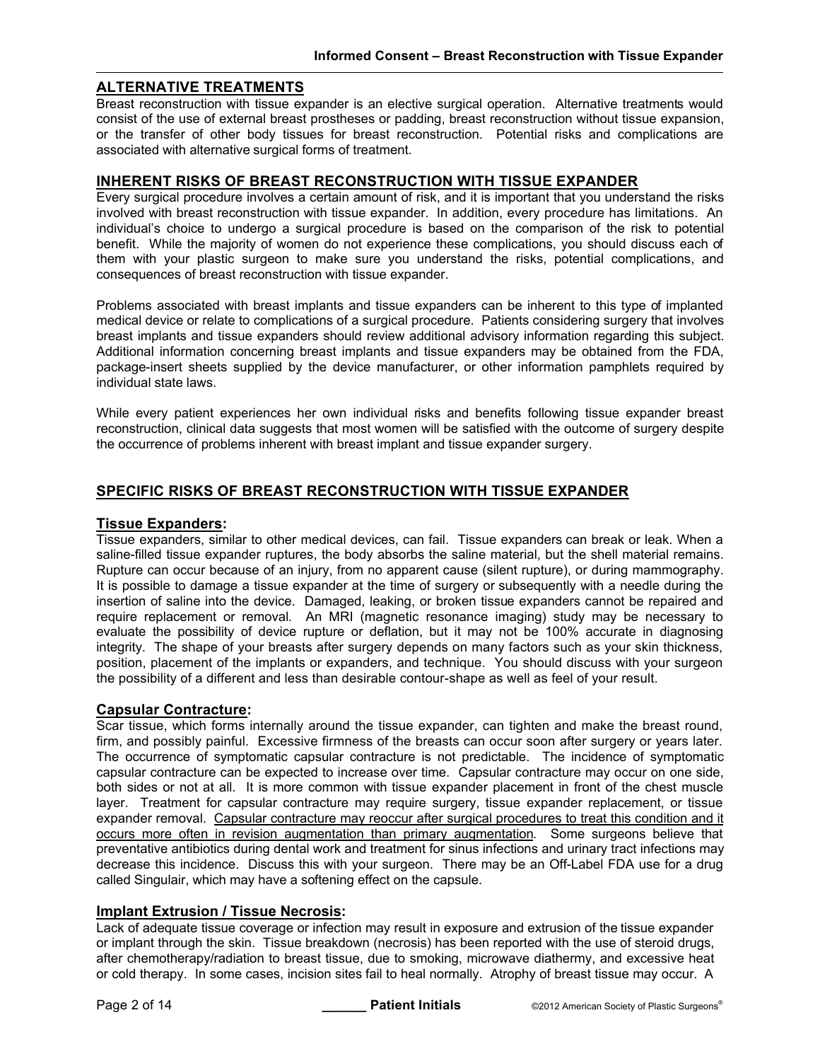## ALTERNATIVE TREATMENTS

Breast reconstruction with tissue expander is an elective surgical operation. Alternative treatments would consist of the use of external breast prostheses or padding, breast reconstruction without tissue expansion, or the transfer of other body tissues for breast reconstruction. Potential risks and complications are associated with alternative surgical forms of treatment.

## INHERENT RISKS OF BREAST RECONSTRUCTION WITH TISSUE EXPANDER

Every surgical procedure involves a certain amount of risk, and it is important that you understand the risks involved with breast reconstruction with tissue expander. In addition, every procedure has limitations. An individual's choice to undergo a surgical procedure is based on the comparison of the risk to potential benefit. While the majority of women do not experience these complications, you should discuss each of them with your plastic surgeon to make sure you understand the risks, potential complications, and consequences of breast reconstruction with tissue expander.

Problems associated with breast implants and tissue expanders can be inherent to this type of implanted medical device or relate to complications of a surgical procedure. Patients considering surgery that involves breast implants and tissue expanders should review additional advisory information regarding this subject. Additional information concerning breast implants and tissue expanders may be obtained from the FDA, package-insert sheets supplied by the device manufacturer, or other information pamphlets required by individual state laws.

While every patient experiences her own individual risks and benefits following tissue expander breast reconstruction, clinical data suggests that most women will be satisfied with the outcome of surgery despite the occurrence of problems inherent with breast implant and tissue expander surgery.

## SPECIFIC RISKS OF BREAST RECONSTRUCTION WITH TISSUE EXPANDER

### Tissue Expanders:

Tissue expanders, similar to other medical devices, can fail. Tissue expanders can break or leak. When a saline-filled tissue expander ruptures, the body absorbs the saline material, but the shell material remains. Rupture can occur because of an injury, from no apparent cause (silent rupture), or during mammography. It is possible to damage a tissue expander at the time of surgery or subsequently with a needle during the insertion of saline into the device. Damaged, leaking, or broken tissue expanders cannot be repaired and require replacement or removal. An MRI (magnetic resonance imaging) study may be necessary to evaluate the possibility of device rupture or deflation, but it may not be 100% accurate in diagnosing integrity. The shape of your breasts after surgery depends on many factors such as your skin thickness, position, placement of the implants or expanders, and technique. You should discuss with your surgeon the possibility of a different and less than desirable contour-shape as well as feel of your result.

### Capsular Contracture:

Scar tissue, which forms internally around the tissue expander, can tighten and make the breast round, firm, and possibly painful. Excessive firmness of the breasts can occur soon after surgery or years later. The occurrence of symptomatic capsular contracture is not predictable. The incidence of symptomatic capsular contracture can be expected to increase over time. Capsular contracture may occur on one side, both sides or not at all. It is more common with tissue expander placement in front of the chest muscle layer. Treatment for capsular contracture may require surgery, tissue expander replacement, or tissue expander removal. Capsular contracture may reoccur after surgical procedures to treat this condition and it occurs more often in revision augmentation than primary augmentation. Some surgeons believe that preventative antibiotics during dental work and treatment for sinus infections and urinary tract infections may decrease this incidence. Discuss this with your surgeon. There may be an Off-Label FDA use for a drug called Singulair, which may have a softening effect on the capsule.

### Implant Extrusion / Tissue Necrosis:

Lack of adequate tissue coverage or infection may result in exposure and extrusion of the tissue expander or implant through the skin. Tissue breakdown (necrosis) has been reported with the use of steroid drugs, after chemotherapy/radiation to breast tissue, due to smoking, microwave diathermy, and excessive heat or cold therapy. In some cases, incision sites fail to heal normally. Atrophy of breast tissue may occur. A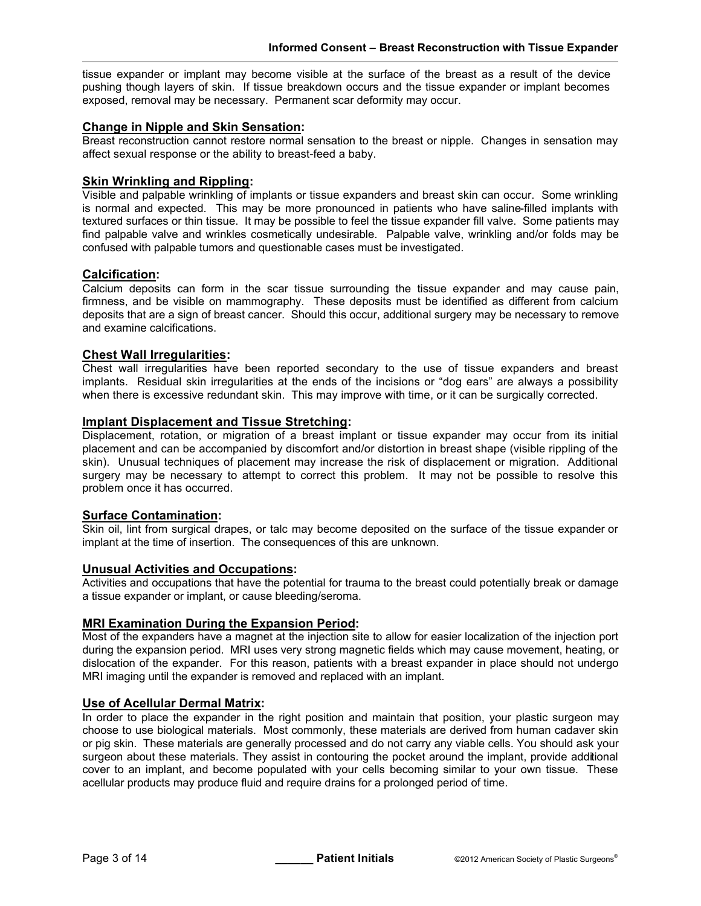tissue expander or implant may become visible at the surface of the breast as a result of the device pushing though layers of skin. If tissue breakdown occurs and the tissue expander or implant becomes exposed, removal may be necessary. Permanent scar deformity may occur.

**Change in Nipple and Skin Sensation:**
Breast reconstruction cannot restore normal sensation to the breast or nipple. Changes in sensation may affect sexual response or the ability to breast-feed a baby.

**Skin Wrinkling and Rippling:**
Visible and palpable wrinkling of implants or tissue expanders and breast skin can occur. Some wrinkling is normal and expected. This may be more pronounced in patients who have saline-filled implants with textured surfaces or thin tissue. It may be possible to feel the tissue expander fill valve. Some patients may find palpable valve and wrinkles cosmetically undesirable. Palpable valve, wrinkling and/or folds may be confused with palpable tumors and questionable cases must be investigated.

**Calcification:**
Calcium deposits can form in the scar tissue surrounding the tissue expander and may cause pain, firmness, and be visible on mammography. These deposits must be identified as different from calcium deposits that are a sign of breast cancer. Should this occur, additional surgery may be necessary to remove and examine calcifications.

**Chest Wall Irregularities:**
Chest wall irregularities have been reported secondary to the use of tissue expanders and breast implants. Residual skin irregularities at the ends of the incisions or "dog ears" are always a possibility when there is excessive redundant skin. This may improve with time, or it can be surgically corrected.

**Implant Displacement and Tissue Stretching:**
Displacement, rotation, or migration of a breast implant or tissue expander may occur from its initial placement and can be accompanied by discomfort and/or distortion in breast shape (visible rippling of the skin). Unusual techniques of placement may increase the risk of displacement or migration. Additional surgery may be necessary to attempt to correct this problem. It may not be possible to resolve this problem once it has occurred.

**Surface Contamination:**
Skin oil, lint from surgical drapes, or talc may become deposited on the surface of the tissue expander or implant at the time of insertion. The consequences of this are unknown.

**Unusual Activities and Occupations:**
Activities and occupations that have the potential for trauma to the breast could potentially break or damage a tissue expander or implant, or cause bleeding/seroma.

**MRI Examination During the Expansion Period:**
Most of the expanders have a magnet at the injection site to allow for easier localization of the injection port during the expansion period. MRI uses very strong magnetic fields which may cause movement, heating, or dislocation of the expander. For this reason, patients with a breast expander in place should not undergo MRI imaging until the expander is removed and replaced with an implant.

**Use of Acellular Dermal Matrix:**
In order to place the expander in the right position and maintain that position, your plastic surgeon may choose to use biological materials. Most commonly, these materials are derived from human cadaver skin or pig skin. These materials are generally processed and do not carry any viable cells. You should ask your surgeon about these materials. They assist in contouring the pocket around the implant, provide additional cover to an implant, and become populated with your cells becoming similar to your own tissue. These acellular products may produce fluid and require drains for a prolonged period of time.

______ **Patient Initials**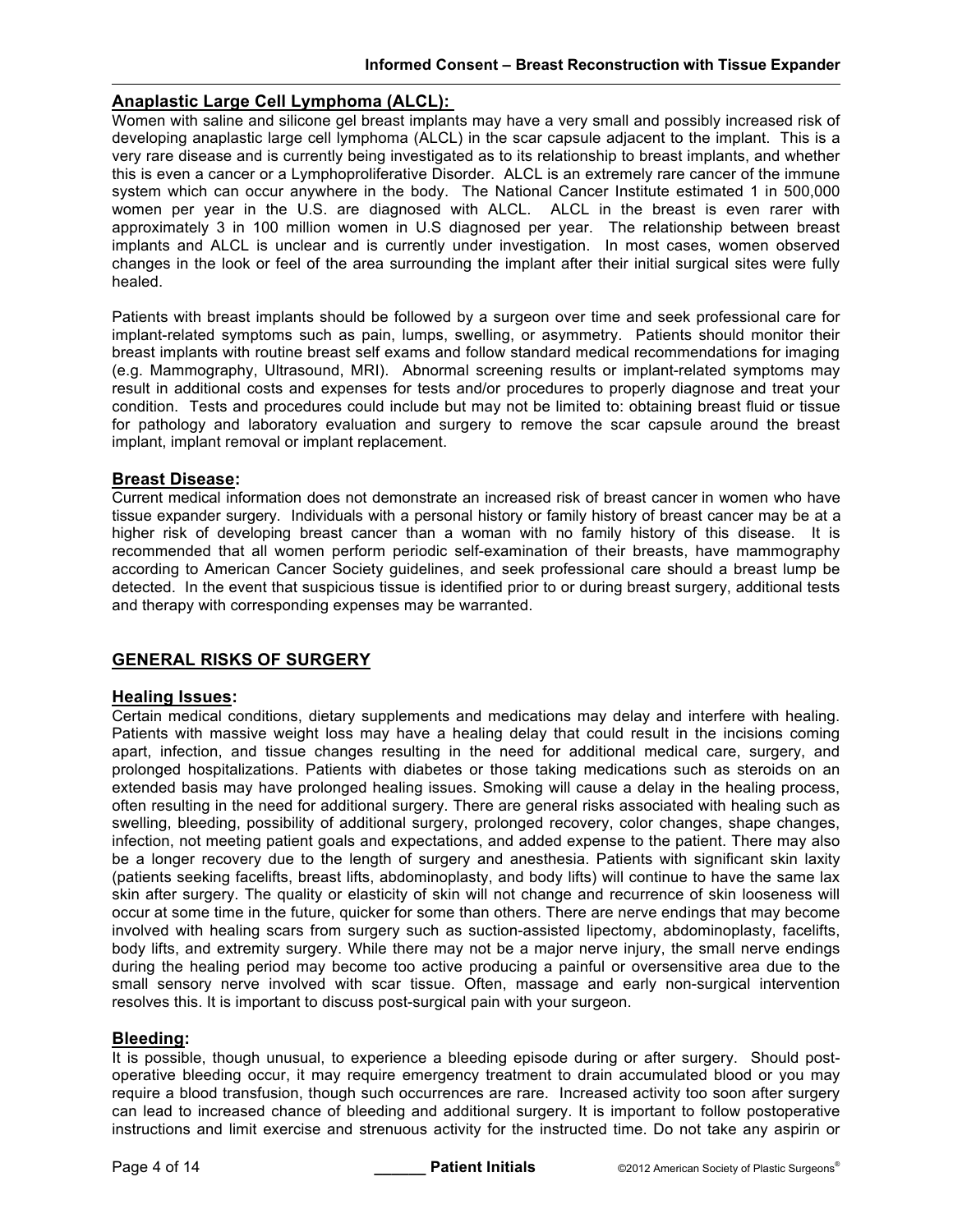## Anaplastic Large Cell Lymphoma (ALCL):

Women with saline and silicone gel breast implants may have a very small and possibly increased risk of developing anaplastic large cell lymphoma (ALCL) in the scar capsule adjacent to the implant. This is a very rare disease and is currently being investigated as to its relationship to breast implants, and whether this is even a cancer or a Lymphoproliferative Disorder. ALCL is an extremely rare cancer of the immune system which can occur anywhere in the body. The National Cancer Institute estimated 1 in 500,000 women per year in the U.S. are diagnosed with ALCL. ALCL in the breast is even rarer with approximately 3 in 100 million women in U.S diagnosed per year. The relationship between breast implants and ALCL is unclear and is currently under investigation. In most cases, women observed changes in the look or feel of the area surrounding the implant after their initial surgical sites were fully healed.

Patients with breast implants should be followed by a surgeon over time and seek professional care for implant-related symptoms such as pain, lumps, swelling, or asymmetry. Patients should monitor their breast implants with routine breast self exams and follow standard medical recommendations for imaging (e.g. Mammography, Ultrasound, MRI). Abnormal screening results or implant-related symptoms may result in additional costs and expenses for tests and/or procedures to properly diagnose and treat your condition. Tests and procedures could include but may not be limited to: obtaining breast fluid or tissue for pathology and laboratory evaluation and surgery to remove the scar capsule around the breast implant, implant removal or implant replacement.

## Breast Disease:

Current medical information does not demonstrate an increased risk of breast cancer in women who have tissue expander surgery. Individuals with a personal history or family history of breast cancer may be at a higher risk of developing breast cancer than a woman with no family history of this disease. It is recommended that all women perform periodic self-examination of their breasts, have mammography according to American Cancer Society guidelines, and seek professional care should a breast lump be detected. In the event that suspicious tissue is identified prior to or during breast surgery, additional tests and therapy with corresponding expenses may be warranted.

# GENERAL RISKS OF SURGERY

## Healing Issues:

Certain medical conditions, dietary supplements and medications may delay and interfere with healing. Patients with massive weight loss may have a healing delay that could result in the incisions coming apart, infection, and tissue changes resulting in the need for additional medical care, surgery, and prolonged hospitalizations. Patients with diabetes or those taking medications such as steroids on an extended basis may have prolonged healing issues. Smoking will cause a delay in the healing process, often resulting in the need for additional surgery. There are general risks associated with healing such as swelling, bleeding, possibility of additional surgery, prolonged recovery, color changes, shape changes, infection, not meeting patient goals and expectations, and added expense to the patient. There may also be a longer recovery due to the length of surgery and anesthesia. Patients with significant skin laxity (patients seeking facelifts, breast lifts, abdominoplasty, and body lifts) will continue to have the same lax skin after surgery. The quality or elasticity of skin will not change and recurrence of skin looseness will occur at some time in the future, quicker for some than others. There are nerve endings that may become involved with healing scars from surgery such as suction-assisted lipectomy, abdominoplasty, facelifts, body lifts, and extremity surgery. While there may not be a major nerve injury, the small nerve endings during the healing period may become too active producing a painful or oversensitive area due to the small sensory nerve involved with scar tissue. Often, massage and early non-surgical intervention resolves this. It is important to discuss post-surgical pain with your surgeon.

## Bleeding:

It is possible, though unusual, to experience a bleeding episode during or after surgery. Should post-operative bleeding occur, it may require emergency treatment to drain accumulated blood or you may require a blood transfusion, though such occurrences are rare. Increased activity too soon after surgery can lead to increased chance of bleeding and additional surgery. It is important to follow postoperative instructions and limit exercise and strenuous activity for the instructed time. Do not take any aspirin or

______ Patient Initials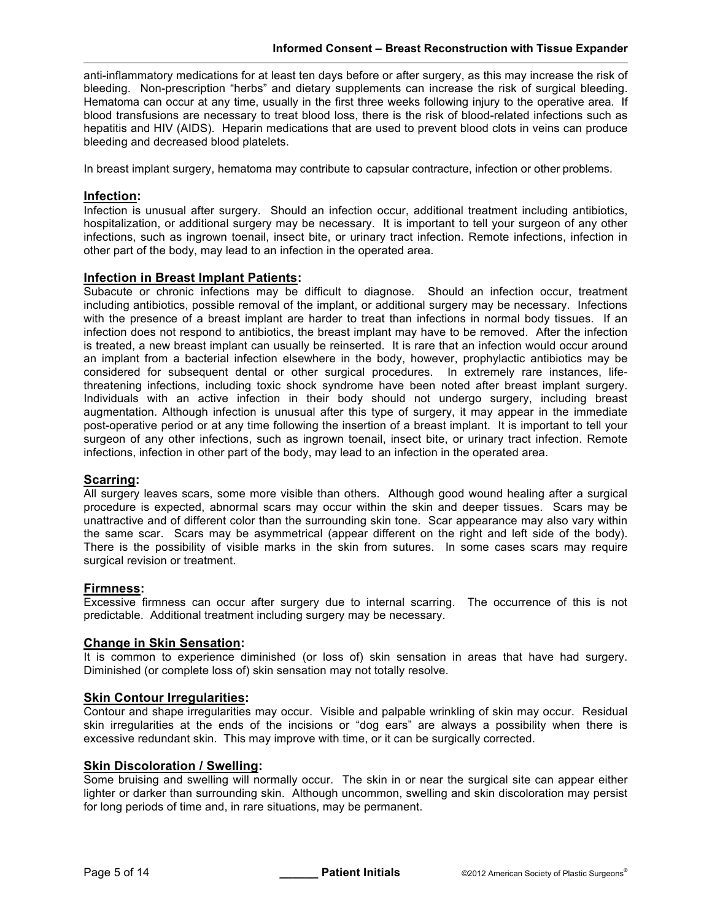anti-inflammatory medications for at least ten days before or after surgery, as this may increase the risk of bleeding. Non-prescription "herbs" and dietary supplements can increase the risk of surgical bleeding. Hematoma can occur at any time, usually in the first three weeks following injury to the operative area. If blood transfusions are necessary to treat blood loss, there is the risk of blood-related infections such as hepatitis and HIV (AIDS). Heparin medications that are used to prevent blood clots in veins can produce bleeding and decreased blood platelets.

In breast implant surgery, hematoma may contribute to capsular contracture, infection or other problems.

**Infection:**
Infection is unusual after surgery. Should an infection occur, additional treatment including antibiotics, hospitalization, or additional surgery may be necessary. It is important to tell your surgeon of any other infections, such as ingrown toenail, insect bite, or urinary tract infection. Remote infections, infection in other part of the body, may lead to an infection in the operated area.

**Infection in Breast Implant Patients:**
Subacute or chronic infections may be difficult to diagnose. Should an infection occur, treatment including antibiotics, possible removal of the implant, or additional surgery may be necessary. Infections with the presence of a breast implant are harder to treat than infections in normal body tissues. If an infection does not respond to antibiotics, the breast implant may have to be removed. After the infection is treated, a new breast implant can usually be reinserted. It is rare that an infection would occur around an implant from a bacterial infection elsewhere in the body, however, prophylactic antibiotics may be considered for subsequent dental or other surgical procedures. In extremely rare instances, life-threatening infections, including toxic shock syndrome have been noted after breast implant surgery. Individuals with an active infection in their body should not undergo surgery, including breast augmentation. Although infection is unusual after this type of surgery, it may appear in the immediate post-operative period or at any time following the insertion of a breast implant. It is important to tell your surgeon of any other infections, such as ingrown toenail, insect bite, or urinary tract infection. Remote infections, infection in other part of the body, may lead to an infection in the operated area.

**Scarring:**
All surgery leaves scars, some more visible than others. Although good wound healing after a surgical procedure is expected, abnormal scars may occur within the skin and deeper tissues. Scars may be unattractive and of different color than the surrounding skin tone. Scar appearance may also vary within the same scar. Scars may be asymmetrical (appear different on the right and left side of the body). There is the possibility of visible marks in the skin from sutures. In some cases scars may require surgical revision or treatment.

**Firmness:**
Excessive firmness can occur after surgery due to internal scarring. The occurrence of this is not predictable. Additional treatment including surgery may be necessary.

**Change in Skin Sensation:**
It is common to experience diminished (or loss of) skin sensation in areas that have had surgery. Diminished (or complete loss of) skin sensation may not totally resolve.

**Skin Contour Irregularities:**
Contour and shape irregularities may occur. Visible and palpable wrinkling of skin may occur. Residual skin irregularities at the ends of the incisions or "dog ears" are always a possibility when there is excessive redundant skin. This may improve with time, or it can be surgically corrected.

**Skin Discoloration / Swelling:**
Some bruising and swelling will normally occur. The skin in or near the surgical site can appear either lighter or darker than surrounding skin. Although uncommon, swelling and skin discoloration may persist for long periods of time and, in rare situations, may be permanent.

______ **Patient Initials**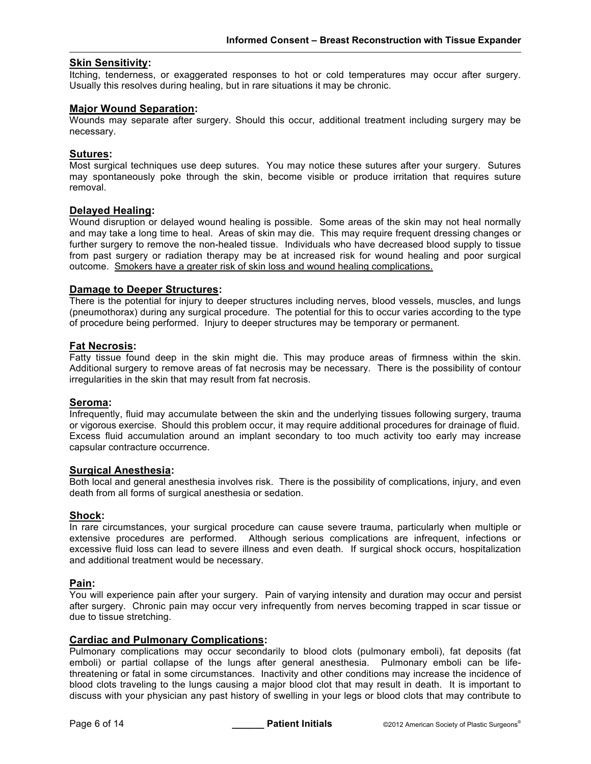**<u>Skin Sensitivity</u>:**
Itching, tenderness, or exaggerated responses to hot or cold temperatures may occur after surgery. Usually this resolves during healing, but in rare situations it may be chronic.

**<u>Major Wound Separation</u>:**
Wounds may separate after surgery. Should this occur, additional treatment including surgery may be necessary.

**<u>Sutures</u>:**
Most surgical techniques use deep sutures. You may notice these sutures after your surgery. Sutures may spontaneously poke through the skin, become visible or produce irritation that requires suture removal.

**<u>Delayed Healing</u>:**
Wound disruption or delayed wound healing is possible. Some areas of the skin may not heal normally and may take a long time to heal. Areas of skin may die. This may require frequent dressing changes or further surgery to remove the non-healed tissue. Individuals who have decreased blood supply to tissue from past surgery or radiation therapy may be at increased risk for wound healing and poor surgical outcome. <u>Smokers have a greater risk of skin loss and wound healing complications.</u>

**<u>Damage to Deeper Structures</u>:**
There is the potential for injury to deeper structures including nerves, blood vessels, muscles, and lungs (pneumothorax) during any surgical procedure. The potential for this to occur varies according to the type of procedure being performed. Injury to deeper structures may be temporary or permanent.

**<u>Fat Necrosis</u>:**
Fatty tissue found deep in the skin might die. This may produce areas of firmness within the skin. Additional surgery to remove areas of fat necrosis may be necessary. There is the possibility of contour irregularities in the skin that may result from fat necrosis.

**<u>Seroma</u>:**
Infrequently, fluid may accumulate between the skin and the underlying tissues following surgery, trauma or vigorous exercise. Should this problem occur, it may require additional procedures for drainage of fluid. Excess fluid accumulation around an implant secondary to too much activity too early may increase capsular contracture occurrence.

**<u>Surgical Anesthesia</u>:**
Both local and general anesthesia involves risk. There is the possibility of complications, injury, and even death from all forms of surgical anesthesia or sedation.

**<u>Shock</u>:**
In rare circumstances, your surgical procedure can cause severe trauma, particularly when multiple or extensive procedures are performed. Although serious complications are infrequent, infections or excessive fluid loss can lead to severe illness and even death. If surgical shock occurs, hospitalization and additional treatment would be necessary.

**<u>Pain</u>:**
You will experience pain after your surgery. Pain of varying intensity and duration may occur and persist after surgery. Chronic pain may occur very infrequently from nerves becoming trapped in scar tissue or due to tissue stretching.

**<u>Cardiac and Pulmonary Complications</u>:**
Pulmonary complications may occur secondarily to blood clots (pulmonary emboli), fat deposits (fat emboli) or partial collapse of the lungs after general anesthesia. Pulmonary emboli can be life-threatening or fatal in some circumstances. Inactivity and other conditions may increase the incidence of blood clots traveling to the lungs causing a major blood clot that may result in death. It is important to discuss with your physician any past history of swelling in your legs or blood clots that may contribute to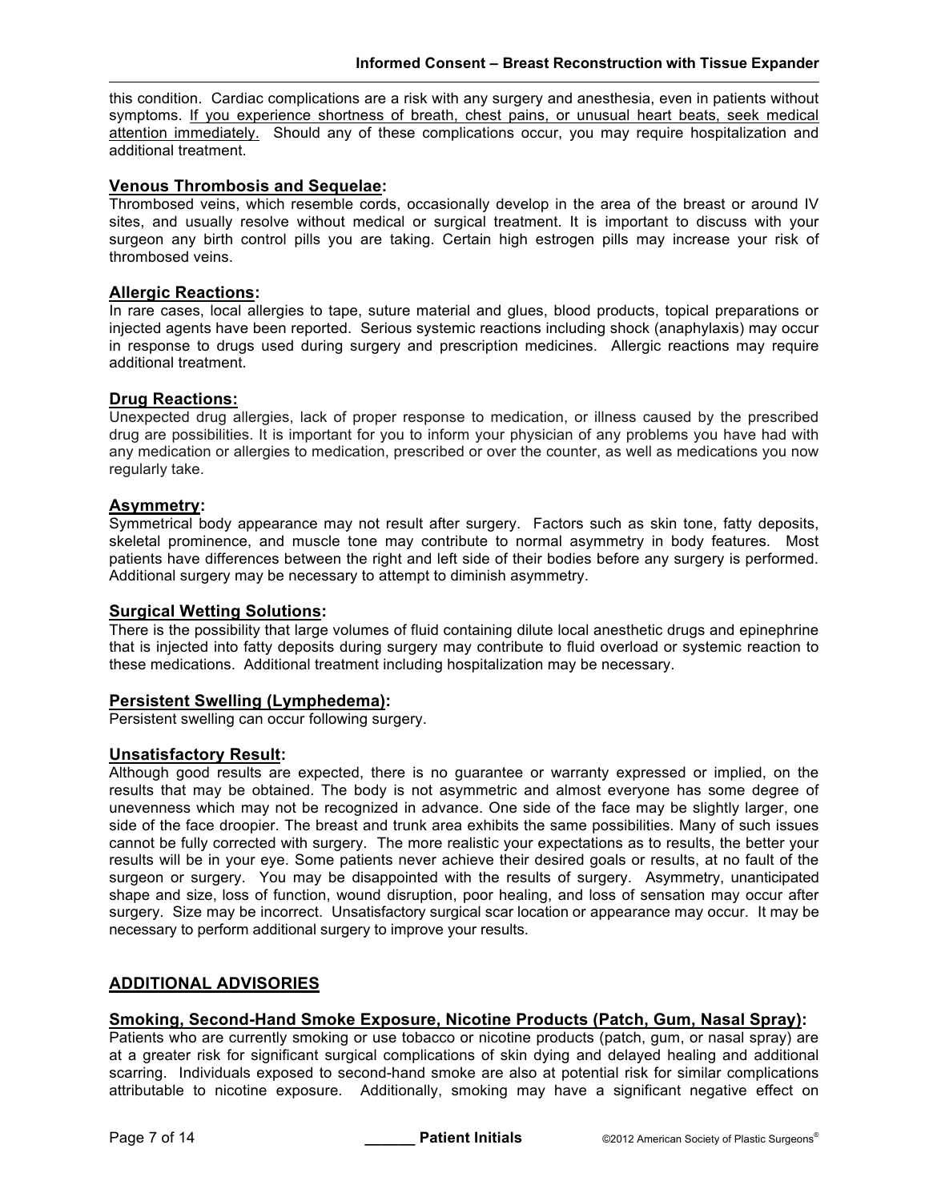this condition. Cardiac complications are a risk with any surgery and anesthesia, even in patients without symptoms. If you experience shortness of breath, chest pains, or unusual heart beats, seek medical attention immediately. Should any of these complications occur, you may require hospitalization and additional treatment.

**Venous Thrombosis and Sequelae:**
Thrombosed veins, which resemble cords, occasionally develop in the area of the breast or around IV sites, and usually resolve without medical or surgical treatment. It is important to discuss with your surgeon any birth control pills you are taking. Certain high estrogen pills may increase your risk of thrombosed veins.

**Allergic Reactions:**
In rare cases, local allergies to tape, suture material and glues, blood products, topical preparations or injected agents have been reported. Serious systemic reactions including shock (anaphylaxis) may occur in response to drugs used during surgery and prescription medicines. Allergic reactions may require additional treatment.

**Drug Reactions:**
Unexpected drug allergies, lack of proper response to medication, or illness caused by the prescribed drug are possibilities. It is important for you to inform your physician of any problems you have had with any medication or allergies to medication, prescribed or over the counter, as well as medications you now regularly take.

**Asymmetry:**
Symmetrical body appearance may not result after surgery. Factors such as skin tone, fatty deposits, skeletal prominence, and muscle tone may contribute to normal asymmetry in body features. Most patients have differences between the right and left side of their bodies before any surgery is performed. Additional surgery may be necessary to attempt to diminish asymmetry.

**Surgical Wetting Solutions:**
There is the possibility that large volumes of fluid containing dilute local anesthetic drugs and epinephrine that is injected into fatty deposits during surgery may contribute to fluid overload or systemic reaction to these medications. Additional treatment including hospitalization may be necessary.

**Persistent Swelling (Lymphedema):**
Persistent swelling can occur following surgery.

**Unsatisfactory Result:**
Although good results are expected, there is no guarantee or warranty expressed or implied, on the results that may be obtained. The body is not asymmetric and almost everyone has some degree of unevenness which may not be recognized in advance. One side of the face may be slightly larger, one side of the face droopier. The breast and trunk area exhibits the same possibilities. Many of such issues cannot be fully corrected with surgery. The more realistic your expectations as to results, the better your results will be in your eye. Some patients never achieve their desired goals or results, at no fault of the surgeon or surgery. You may be disappointed with the results of surgery. Asymmetry, unanticipated shape and size, loss of function, wound disruption, poor healing, and loss of sensation may occur after surgery. Size may be incorrect. Unsatisfactory surgical scar location or appearance may occur. It may be necessary to perform additional surgery to improve your results.

## ADDITIONAL ADVISORIES

**Smoking, Second-Hand Smoke Exposure, Nicotine Products (Patch, Gum, Nasal Spray):**
Patients who are currently smoking or use tobacco or nicotine products (patch, gum, or nasal spray) are at a greater risk for significant surgical complications of skin dying and delayed healing and additional scarring. Individuals exposed to second-hand smoke are also at potential risk for similar complications attributable to nicotine exposure. Additionally, smoking may have a significant negative effect on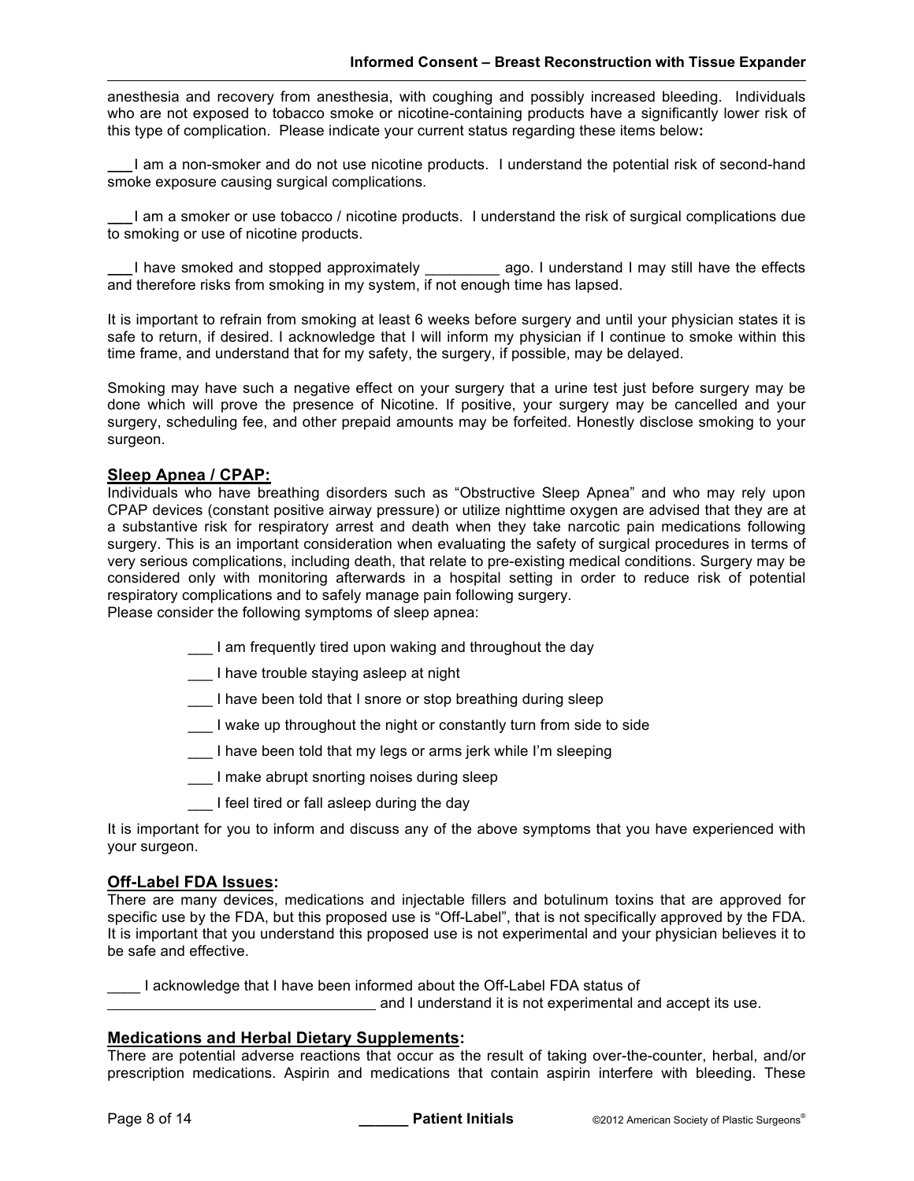anesthesia and recovery from anesthesia, with coughing and possibly increased bleeding. Individuals who are not exposed to tobacco smoke or nicotine-containing products have a significantly lower risk of this type of complication. Please indicate your current status regarding these items below**:**

___ I am a non-smoker and do not use nicotine products. I understand the potential risk of second-hand smoke exposure causing surgical complications.

___ I am a smoker or use tobacco / nicotine products. I understand the risk of surgical complications due to smoking or use of nicotine products.

___ I have smoked and stopped approximately _________ ago. I understand I may still have the effects and therefore risks from smoking in my system, if not enough time has lapsed.

It is important to refrain from smoking at least 6 weeks before surgery and until your physician states it is safe to return, if desired. I acknowledge that I will inform my physician if I continue to smoke within this time frame, and understand that for my safety, the surgery, if possible, may be delayed.

Smoking may have such a negative effect on your surgery that a urine test just before surgery may be done which will prove the presence of Nicotine. If positive, your surgery may be cancelled and your surgery, scheduling fee, and other prepaid amounts may be forfeited. Honestly disclose smoking to your surgeon.

## Sleep Apnea / CPAP:

Individuals who have breathing disorders such as "Obstructive Sleep Apnea" and who may rely upon CPAP devices (constant positive airway pressure) or utilize nighttime oxygen are advised that they are at a substantive risk for respiratory arrest and death when they take narcotic pain medications following surgery. This is an important consideration when evaluating the safety of surgical procedures in terms of very serious complications, including death, that relate to pre-existing medical conditions. Surgery may be considered only with monitoring afterwards in a hospital setting in order to reduce risk of potential respiratory complications and to safely manage pain following surgery.
Please consider the following symptoms of sleep apnea:

___ I am frequently tired upon waking and throughout the day

___ I have trouble staying asleep at night

___ I have been told that I snore or stop breathing during sleep

___ I wake up throughout the night or constantly turn from side to side

___ I have been told that my legs or arms jerk while I'm sleeping

___ I make abrupt snorting noises during sleep

___ I feel tired or fall asleep during the day

It is important for you to inform and discuss any of the above symptoms that you have experienced with your surgeon.

## Off-Label FDA Issues:

There are many devices, medications and injectable fillers and botulinum toxins that are approved for specific use by the FDA, but this proposed use is "Off-Label", that is not specifically approved by the FDA. It is important that you understand this proposed use is not experimental and your physician believes it to be safe and effective.

____ I acknowledge that I have been informed about the Off-Label FDA status of _________________________________ and I understand it is not experimental and accept its use.

## Medications and Herbal Dietary Supplements:

There are potential adverse reactions that occur as the result of taking over-the-counter, herbal, and/or prescription medications. Aspirin and medications that contain aspirin interfere with bleeding. These

______ **Patient Initials**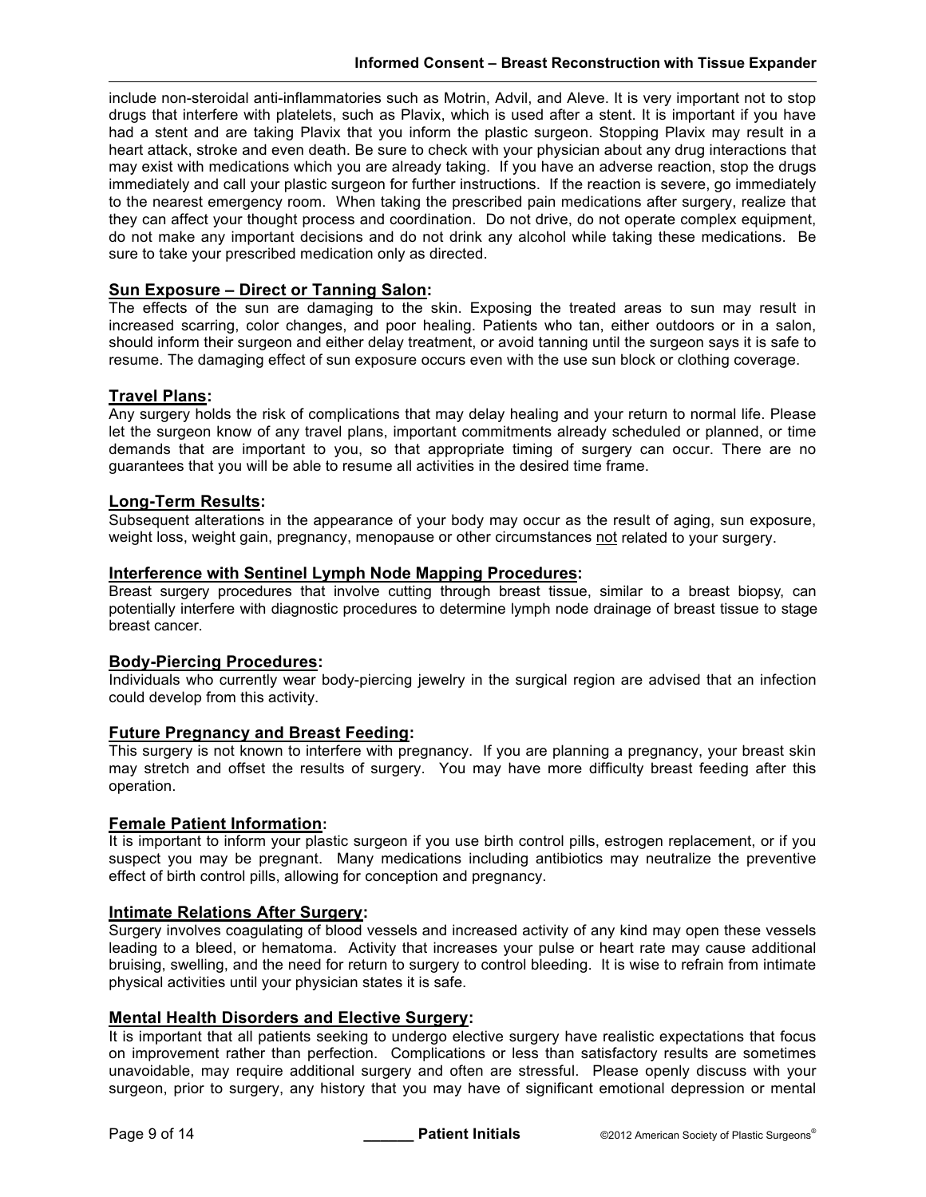include non-steroidal anti-inflammatories such as Motrin, Advil, and Aleve. It is very important not to stop drugs that interfere with platelets, such as Plavix, which is used after a stent. It is important if you have had a stent and are taking Plavix that you inform the plastic surgeon. Stopping Plavix may result in a heart attack, stroke and even death. Be sure to check with your physician about any drug interactions that may exist with medications which you are already taking. If you have an adverse reaction, stop the drugs immediately and call your plastic surgeon for further instructions. If the reaction is severe, go immediately to the nearest emergency room. When taking the prescribed pain medications after surgery, realize that they can affect your thought process and coordination. Do not drive, do not operate complex equipment, do not make any important decisions and do not drink any alcohol while taking these medications. Be sure to take your prescribed medication only as directed.

### Sun Exposure – Direct or Tanning Salon:

The effects of the sun are damaging to the skin. Exposing the treated areas to sun may result in increased scarring, color changes, and poor healing. Patients who tan, either outdoors or in a salon, should inform their surgeon and either delay treatment, or avoid tanning until the surgeon says it is safe to resume. The damaging effect of sun exposure occurs even with the use sun block or clothing coverage.

### Travel Plans:

Any surgery holds the risk of complications that may delay healing and your return to normal life. Please let the surgeon know of any travel plans, important commitments already scheduled or planned, or time demands that are important to you, so that appropriate timing of surgery can occur. There are no guarantees that you will be able to resume all activities in the desired time frame.

### Long-Term Results:

Subsequent alterations in the appearance of your body may occur as the result of aging, sun exposure, weight loss, weight gain, pregnancy, menopause or other circumstances not related to your surgery.

### Interference with Sentinel Lymph Node Mapping Procedures:

Breast surgery procedures that involve cutting through breast tissue, similar to a breast biopsy, can potentially interfere with diagnostic procedures to determine lymph node drainage of breast tissue to stage breast cancer.

### Body-Piercing Procedures:

Individuals who currently wear body-piercing jewelry in the surgical region are advised that an infection could develop from this activity.

### Future Pregnancy and Breast Feeding:

This surgery is not known to interfere with pregnancy. If you are planning a pregnancy, your breast skin may stretch and offset the results of surgery. You may have more difficulty breast feeding after this operation.

### Female Patient Information:

It is important to inform your plastic surgeon if you use birth control pills, estrogen replacement, or if you suspect you may be pregnant. Many medications including antibiotics may neutralize the preventive effect of birth control pills, allowing for conception and pregnancy.

### Intimate Relations After Surgery:

Surgery involves coagulating of blood vessels and increased activity of any kind may open these vessels leading to a bleed, or hematoma. Activity that increases your pulse or heart rate may cause additional bruising, swelling, and the need for return to surgery to control bleeding. It is wise to refrain from intimate physical activities until your physician states it is safe.

### Mental Health Disorders and Elective Surgery:

It is important that all patients seeking to undergo elective surgery have realistic expectations that focus on improvement rather than perfection. Complications or less than satisfactory results are sometimes unavoidable, may require additional surgery and often are stressful. Please openly discuss with your surgeon, prior to surgery, any history that you may have of significant emotional depression or mental

______ Patient Initials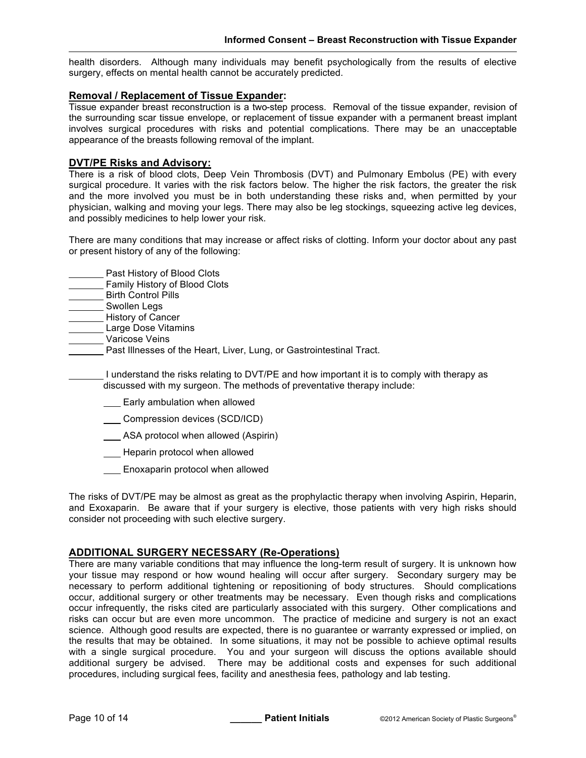health disorders. Although many individuals may benefit psychologically from the results of elective surgery, effects on mental health cannot be accurately predicted.

**Removal / Replacement of Tissue Expander:**

Tissue expander breast reconstruction is a two-step process. Removal of the tissue expander, revision of the surrounding scar tissue envelope, or replacement of tissue expander with a permanent breast implant involves surgical procedures with risks and potential complications. There may be an unacceptable appearance of the breasts following removal of the implant.

**DVT/PE Risks and Advisory:**

There is a risk of blood clots, Deep Vein Thrombosis (DVT) and Pulmonary Embolus (PE) with every surgical procedure. It varies with the risk factors below. The higher the risk factors, the greater the risk and the more involved you must be in both understanding these risks and, when permitted by your physician, walking and moving your legs. There may also be leg stockings, squeezing active leg devices, and possibly medicines to help lower your risk.

There are many conditions that may increase or affect risks of clotting. Inform your doctor about any past or present history of any of the following:

_______ Past History of Blood Clots
_______ Family History of Blood Clots
_______ Birth Control Pills
_______ Swollen Legs
_______ History of Cancer
_______ Large Dose Vitamins
_______ Varicose Veins
_______ Past Illnesses of the Heart, Liver, Lung, or Gastrointestinal Tract.

_______ I understand the risks relating to DVT/PE and how important it is to comply with therapy as discussed with my surgeon. The methods of preventative therapy include:

___ Early ambulation when allowed

___ Compression devices (SCD/ICD)

___ ASA protocol when allowed (Aspirin)

___ Heparin protocol when allowed

___ Enoxaparin protocol when allowed

The risks of DVT/PE may be almost as great as the prophylactic therapy when involving Aspirin, Heparin, and Exoxaparin. Be aware that if your surgery is elective, those patients with very high risks should consider not proceeding with such elective surgery.

**ADDITIONAL SURGERY NECESSARY (Re-Operations)**

There are many variable conditions that may influence the long-term result of surgery. It is unknown how your tissue may respond or how wound healing will occur after surgery. Secondary surgery may be necessary to perform additional tightening or repositioning of body structures. Should complications occur, additional surgery or other treatments may be necessary. Even though risks and complications occur infrequently, the risks cited are particularly associated with this surgery. Other complications and risks can occur but are even more uncommon. The practice of medicine and surgery is not an exact science. Although good results are expected, there is no guarantee or warranty expressed or implied, on the results that may be obtained. In some situations, it may not be possible to achieve optimal results with a single surgical procedure. You and your surgeon will discuss the options available should additional surgery be advised. There may be additional costs and expenses for such additional procedures, including surgical fees, facility and anesthesia fees, pathology and lab testing.

______ **Patient Initials**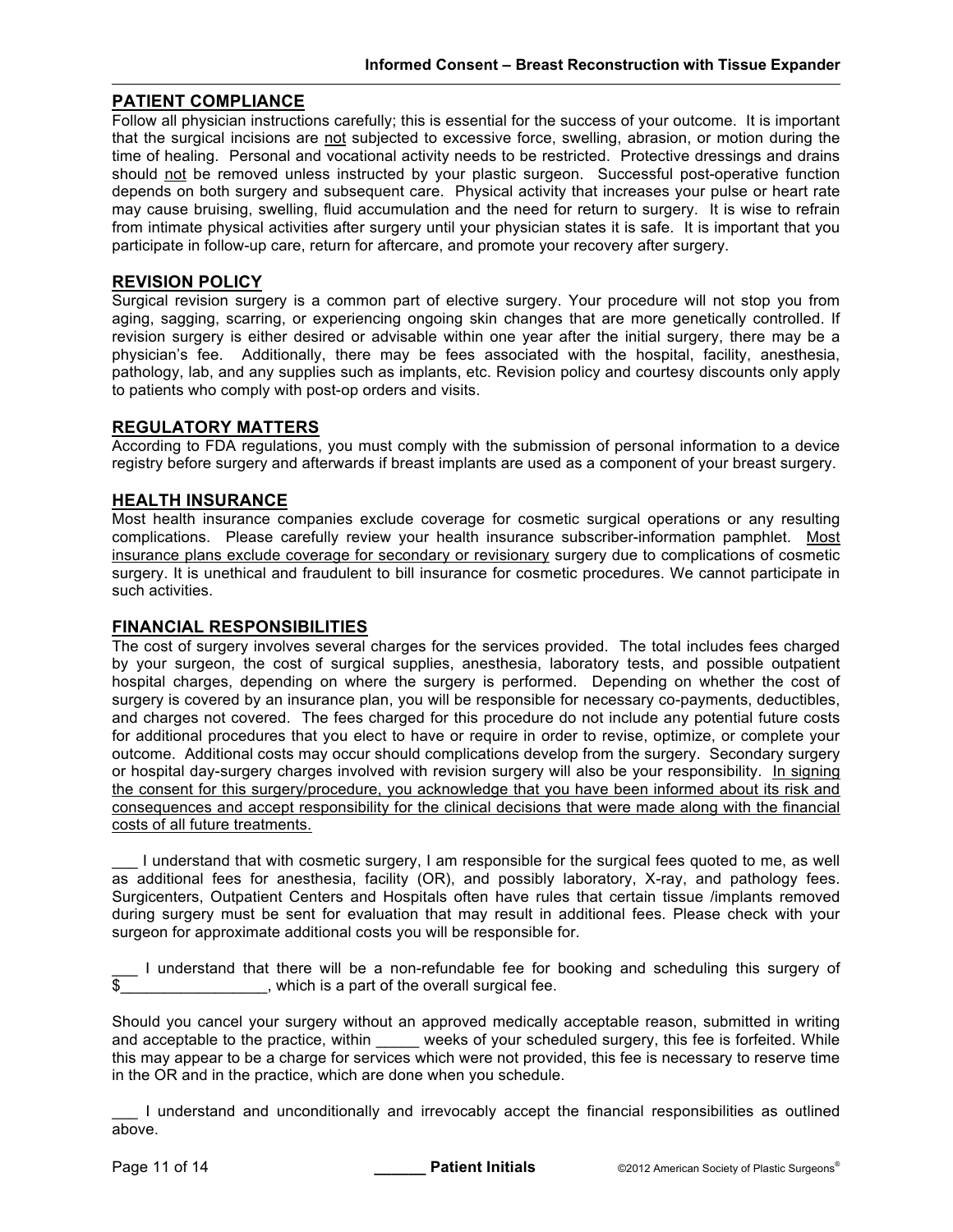## PATIENT COMPLIANCE

Follow all physician instructions carefully; this is essential for the success of your outcome. It is important that the surgical incisions are not subjected to excessive force, swelling, abrasion, or motion during the time of healing. Personal and vocational activity needs to be restricted. Protective dressings and drains should not be removed unless instructed by your plastic surgeon. Successful post-operative function depends on both surgery and subsequent care. Physical activity that increases your pulse or heart rate may cause bruising, swelling, fluid accumulation and the need for return to surgery. It is wise to refrain from intimate physical activities after surgery until your physician states it is safe. It is important that you participate in follow-up care, return for aftercare, and promote your recovery after surgery.

## REVISION POLICY

Surgical revision surgery is a common part of elective surgery. Your procedure will not stop you from aging, sagging, scarring, or experiencing ongoing skin changes that are more genetically controlled. If revision surgery is either desired or advisable within one year after the initial surgery, there may be a physician's fee. Additionally, there may be fees associated with the hospital, facility, anesthesia, pathology, lab, and any supplies such as implants, etc. Revision policy and courtesy discounts only apply to patients who comply with post-op orders and visits.

## REGULATORY MATTERS

According to FDA regulations, you must comply with the submission of personal information to a device registry before surgery and afterwards if breast implants are used as a component of your breast surgery.

## HEALTH INSURANCE

Most health insurance companies exclude coverage for cosmetic surgical operations or any resulting complications. Please carefully review your health insurance subscriber-information pamphlet. Most insurance plans exclude coverage for secondary or revisionary surgery due to complications of cosmetic surgery. It is unethical and fraudulent to bill insurance for cosmetic procedures. We cannot participate in such activities.

## FINANCIAL RESPONSIBILITIES

The cost of surgery involves several charges for the services provided. The total includes fees charged by your surgeon, the cost of surgical supplies, anesthesia, laboratory tests, and possible outpatient hospital charges, depending on where the surgery is performed. Depending on whether the cost of surgery is covered by an insurance plan, you will be responsible for necessary co-payments, deductibles, and charges not covered. The fees charged for this procedure do not include any potential future costs for additional procedures that you elect to have or require in order to revise, optimize, or complete your outcome. Additional costs may occur should complications develop from the surgery. Secondary surgery or hospital day-surgery charges involved with revision surgery will also be your responsibility. In signing the consent for this surgery/procedure, you acknowledge that you have been informed about its risk and consequences and accept responsibility for the clinical decisions that were made along with the financial costs of all future treatments.

___ I understand that with cosmetic surgery, I am responsible for the surgical fees quoted to me, as well as additional fees for anesthesia, facility (OR), and possibly laboratory, X-ray, and pathology fees. Surgicenters, Outpatient Centers and Hospitals often have rules that certain tissue /implants removed during surgery must be sent for evaluation that may result in additional fees. Please check with your surgeon for approximate additional costs you will be responsible for.

___ I understand that there will be a non-refundable fee for booking and scheduling this surgery of $_________________, which is a part of the overall surgical fee.

Should you cancel your surgery without an approved medically acceptable reason, submitted in writing and acceptable to the practice, within _____ weeks of your scheduled surgery, this fee is forfeited. While this may appear to be a charge for services which were not provided, this fee is necessary to reserve time in the OR and in the practice, which are done when you schedule.

___ I understand and unconditionally and irrevocably accept the financial responsibilities as outlined above.

______ Patient Initials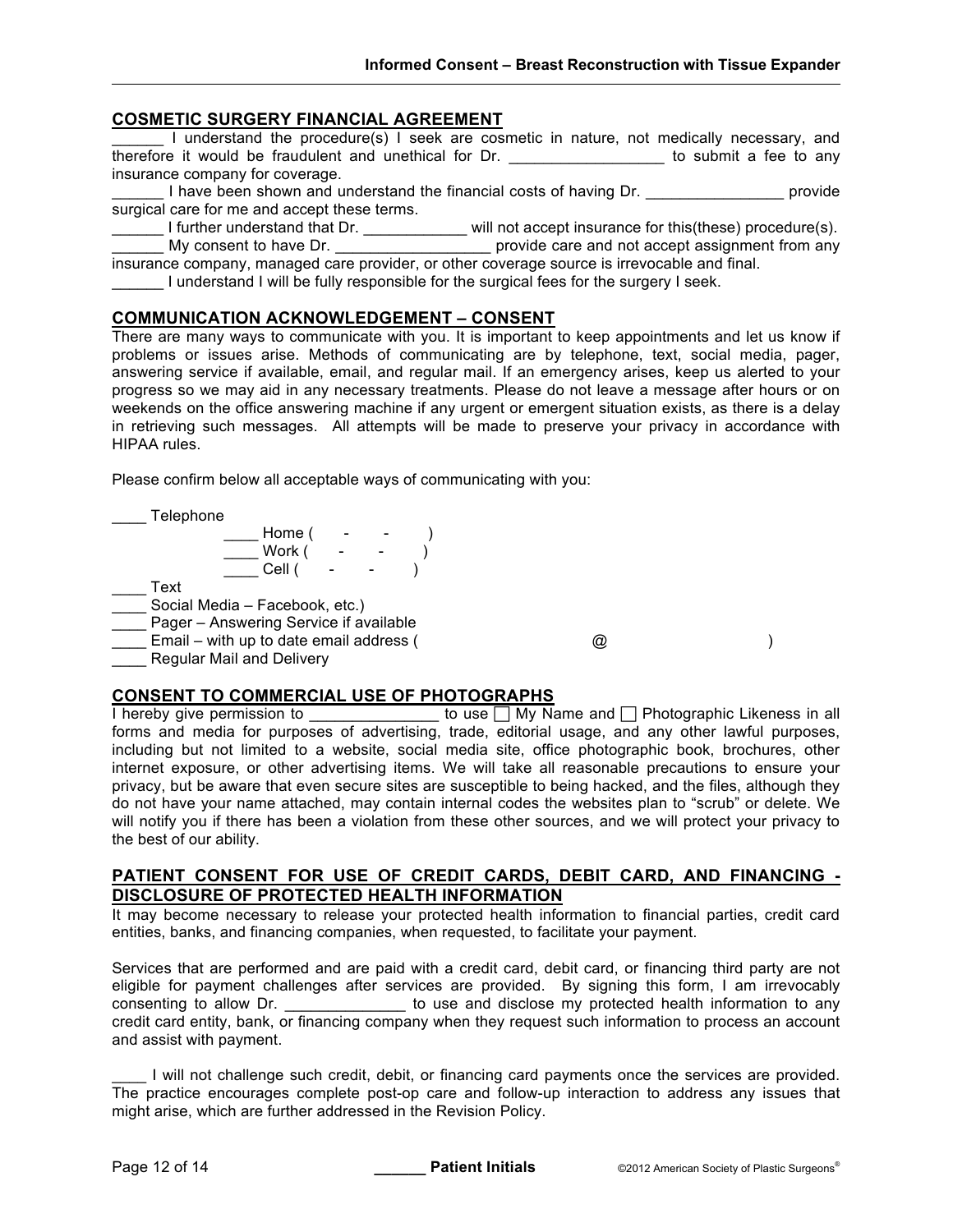## COSMETIC SURGERY FINANCIAL AGREEMENT

______ I understand the procedure(s) I seek are cosmetic in nature, not medically necessary, and therefore it would be fraudulent and unethical for Dr. __________________ to submit a fee to any insurance company for coverage.

______ I have been shown and understand the financial costs of having Dr. ________________ provide surgical care for me and accept these terms.

______ I further understand that Dr. ____________ will not accept insurance for this(these) procedure(s).

______ My consent to have Dr. __________________ provide care and not accept assignment from any insurance company, managed care provider, or other coverage source is irrevocable and final.

______ I understand I will be fully responsible for the surgical fees for the surgery I seek.

## COMMUNICATION ACKNOWLEDGEMENT – CONSENT

There are many ways to communicate with you. It is important to keep appointments and let us know if problems or issues arise. Methods of communicating are by telephone, text, social media, pager, answering service if available, email, and regular mail. If an emergency arises, keep us alerted to your progress so we may aid in any necessary treatments. Please do not leave a message after hours or on weekends on the office answering machine if any urgent or emergent situation exists, as there is a delay in retrieving such messages. All attempts will be made to preserve your privacy in accordance with HIPAA rules.

Please confirm below all acceptable ways of communicating with you:

____ Telephone
- ____ Home (   -   -   )
- ____ Work (   -   -   )
- ____ Cell (   -   -   )

____ Text

____ Social Media – Facebook, etc.)

____ Pager – Answering Service if available

____ Email – with up to date email address (          @          )

____ Regular Mail and Delivery

## CONSENT TO COMMERCIAL USE OF PHOTOGRAPHS

I hereby give permission to _______________ to use ☐ My Name and ☐ Photographic Likeness in all forms and media for purposes of advertising, trade, editorial usage, and any other lawful purposes, including but not limited to a website, social media site, office photographic book, brochures, other internet exposure, or other advertising items. We will take all reasonable precautions to ensure your privacy, but be aware that even secure sites are susceptible to being hacked, and the files, although they do not have your name attached, may contain internal codes the websites plan to "scrub" or delete. We will notify you if there has been a violation from these other sources, and we will protect your privacy to the best of our ability.

## PATIENT CONSENT FOR USE OF CREDIT CARDS, DEBIT CARD, AND FINANCING - DISCLOSURE OF PROTECTED HEALTH INFORMATION

It may become necessary to release your protected health information to financial parties, credit card entities, banks, and financing companies, when requested, to facilitate your payment.

Services that are performed and are paid with a credit card, debit card, or financing third party are not eligible for payment challenges after services are provided. By signing this form, I am irrevocably consenting to allow Dr. ______________ to use and disclose my protected health information to any credit card entity, bank, or financing company when they request such information to process an account and assist with payment.

____ I will not challenge such credit, debit, or financing card payments once the services are provided. The practice encourages complete post-op care and follow-up interaction to address any issues that might arise, which are further addressed in the Revision Policy.

______ **Patient Initials**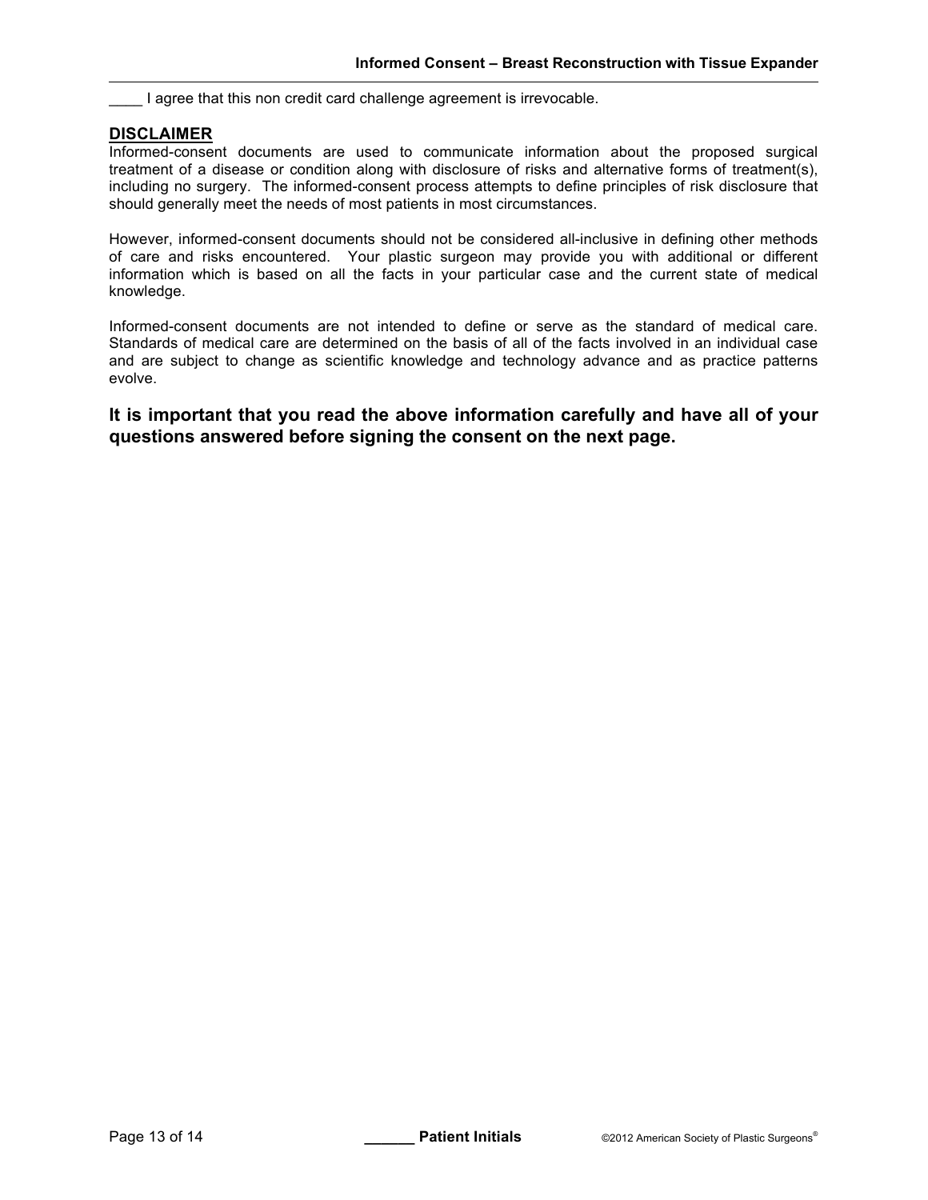____ I agree that this non credit card challenge agreement is irrevocable.

## DISCLAIMER

Informed-consent documents are used to communicate information about the proposed surgical treatment of a disease or condition along with disclosure of risks and alternative forms of treatment(s), including no surgery. The informed-consent process attempts to define principles of risk disclosure that should generally meet the needs of most patients in most circumstances.

However, informed-consent documents should not be considered all-inclusive in defining other methods of care and risks encountered. Your plastic surgeon may provide you with additional or different information which is based on all the facts in your particular case and the current state of medical knowledge.

Informed-consent documents are not intended to define or serve as the standard of medical care. Standards of medical care are determined on the basis of all of the facts involved in an individual case and are subject to change as scientific knowledge and technology advance and as practice patterns evolve.

**It is important that you read the above information carefully and have all of your questions answered before signing the consent on the next page.**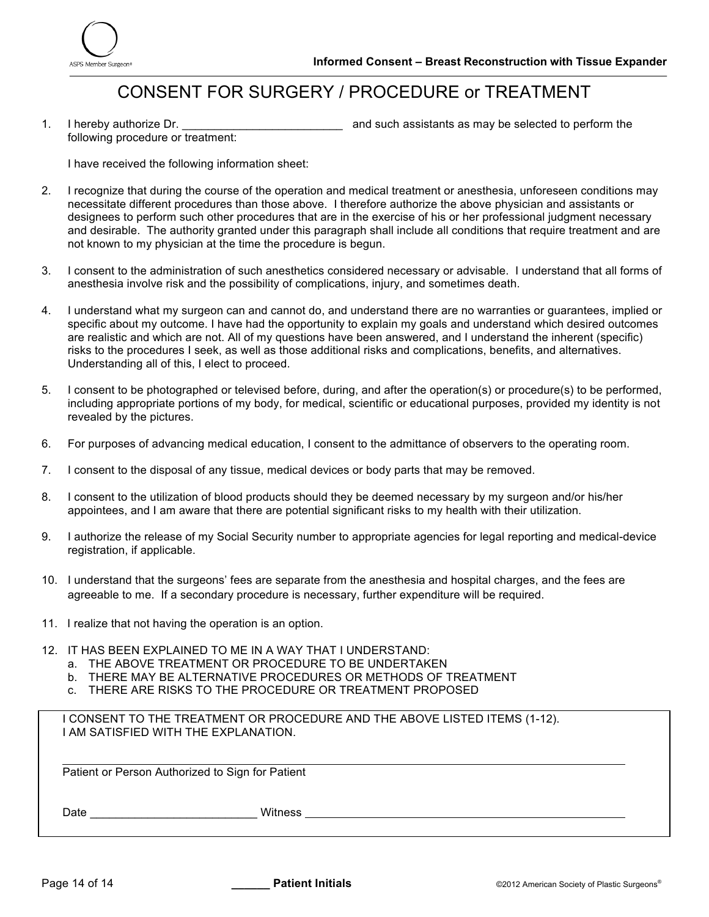# CONSENT FOR SURGERY / PROCEDURE or TREATMENT

1. I hereby authorize Dr. _________________________ and such assistants as may be selected to perform the following procedure or treatment:

   I have received the following information sheet:

2. I recognize that during the course of the operation and medical treatment or anesthesia, unforeseen conditions may necessitate different procedures than those above. I therefore authorize the above physician and assistants or designees to perform such other procedures that are in the exercise of his or her professional judgment necessary and desirable. The authority granted under this paragraph shall include all conditions that require treatment and are not known to my physician at the time the procedure is begun.

3. I consent to the administration of such anesthetics considered necessary or advisable. I understand that all forms of anesthesia involve risk and the possibility of complications, injury, and sometimes death.

4. I understand what my surgeon can and cannot do, and understand there are no warranties or guarantees, implied or specific about my outcome. I have had the opportunity to explain my goals and understand which desired outcomes are realistic and which are not. All of my questions have been answered, and I understand the inherent (specific) risks to the procedures I seek, as well as those additional risks and complications, benefits, and alternatives. Understanding all of this, I elect to proceed.

5. I consent to be photographed or televised before, during, and after the operation(s) or procedure(s) to be performed, including appropriate portions of my body, for medical, scientific or educational purposes, provided my identity is not revealed by the pictures.

6. For purposes of advancing medical education, I consent to the admittance of observers to the operating room.

7. I consent to the disposal of any tissue, medical devices or body parts that may be removed.

8. I consent to the utilization of blood products should they be deemed necessary by my surgeon and/or his/her appointees, and I am aware that there are potential significant risks to my health with their utilization.

9. I authorize the release of my Social Security number to appropriate agencies for legal reporting and medical-device registration, if applicable.

10. I understand that the surgeons' fees are separate from the anesthesia and hospital charges, and the fees are agreeable to me. If a secondary procedure is necessary, further expenditure will be required.

11. I realize that not having the operation is an option.

12. IT HAS BEEN EXPLAINED TO ME IN A WAY THAT I UNDERSTAND:
    a. THE ABOVE TREATMENT OR PROCEDURE TO BE UNDERTAKEN
    b. THERE MAY BE ALTERNATIVE PROCEDURES OR METHODS OF TREATMENT
    c. THERE ARE RISKS TO THE PROCEDURE OR TREATMENT PROPOSED

I CONSENT TO THE TREATMENT OR PROCEDURE AND THE ABOVE LISTED ITEMS (1-12).
I AM SATISFIED WITH THE EXPLANATION.

_______________________________________________

Patient or Person Authorized to Sign for Patient

Date _________________________ Witness _______________________________________________

______ **Patient Initials**